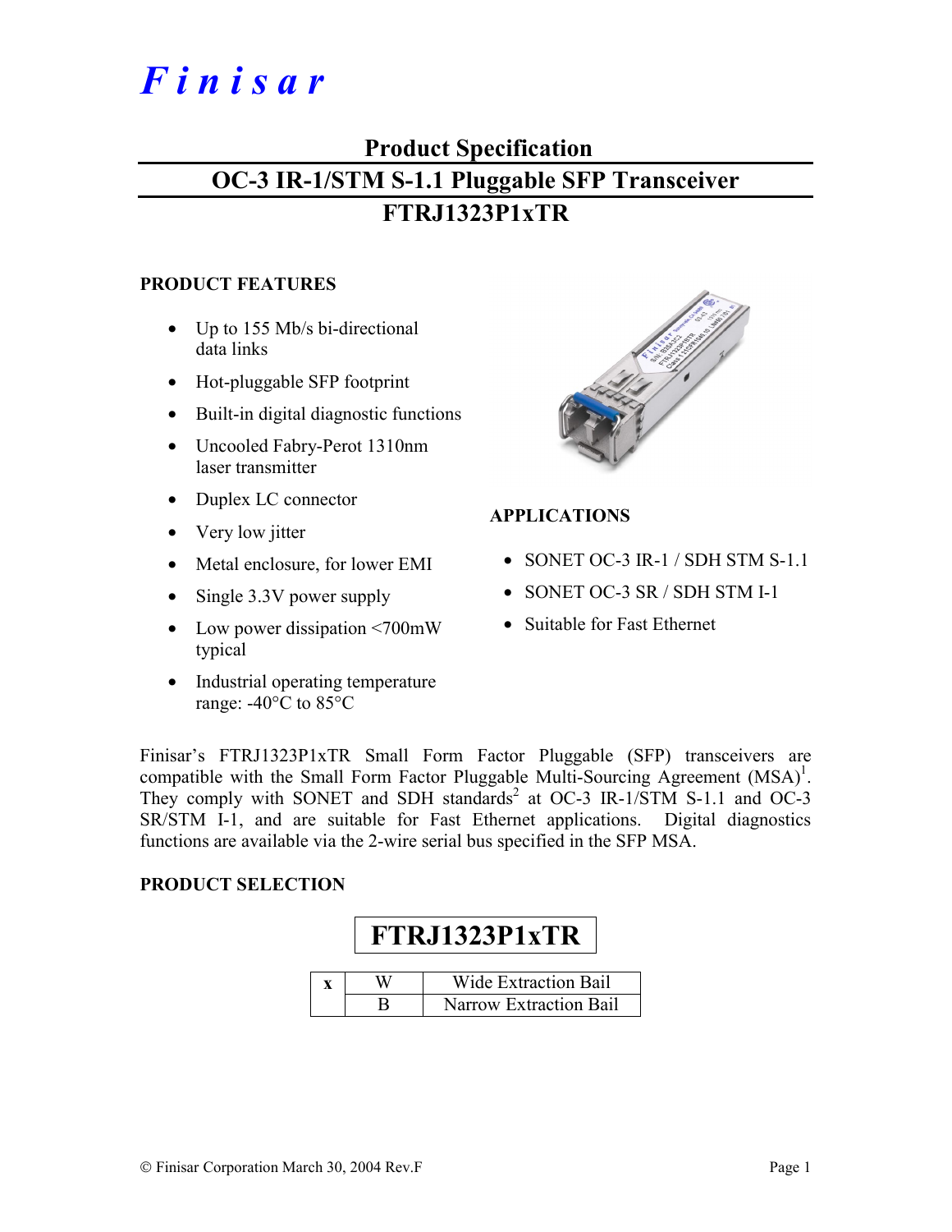# Finisar

## Product Specification

## OC-3 IR-1/STM S-1.1 Pluggable SFP Transceiver

## FTRJ1323P1xTR

### PRODUCT FEATURES

- Up to 155 Mb/s bi-directional data links
- Hot-pluggable SFP footprint
- Built-in digital diagnostic functions
- Uncooled Fabry-Perot 1310nm laser transmitter
- Duplex LC connector
- Very low jitter
- Metal enclosure, for lower EMI
- Single 3.3V power supply
- Low power dissipation <700mW typical
- Industrial operating temperature range: -40°C to 85°C

### APPLICATIONS

- SONET OC-3 IR-1 / SDH STM S-1.1
- SONET OC-3 SR / SDH STM I-1
- Suitable for Fast Ethernet

Finisar's FTRJ1323P1xTR Small Form Factor Pluggable (SFP) transceivers are compatible with the Small Form Factor Pluggable Multi-Sourcing Agreement (MSA)[1]. They comply with SONET and SDH standards[2] at OC-3 IR-1/STM S-1.1 and OC-3 SR/STM I-1, and are suitable for Fast Ethernet applications. Digital diagnostics functions are available via the 2-wire serial bus specified in the SFP MSA.

### PRODUCT SELECTION

**FTRJ1323P1xTR**

| x | W | Wide Extraction Bail |
|---|---|---|
| | B | Narrow Extraction Bail |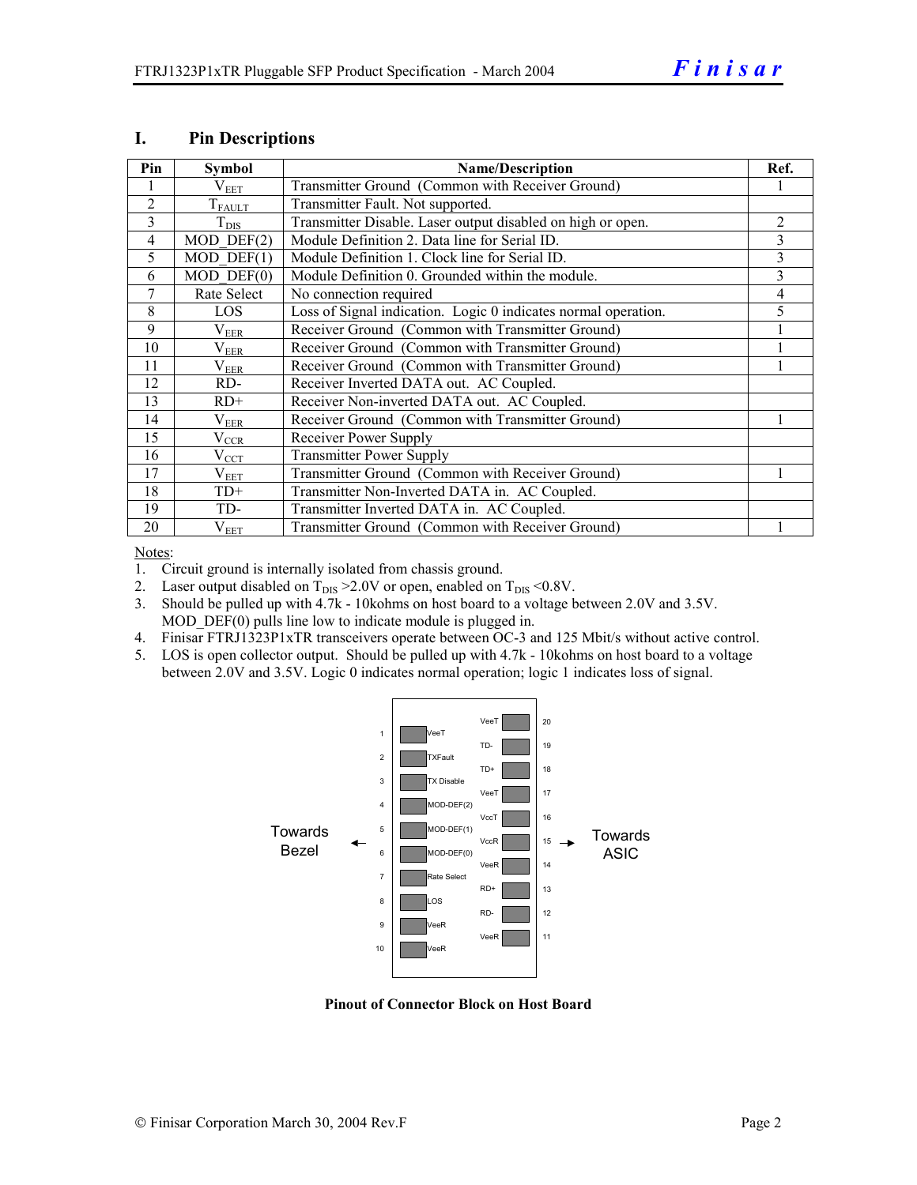## I. Pin Descriptions

| Pin | Symbol | Name/Description | Ref. |
|---|---|---|---|
| 1 | $V_{EET}$ | Transmitter Ground (Common with Receiver Ground) | 1 |
| 2 | $T_{FAULT}$ | Transmitter Fault. Not supported. | |
| 3 | $T_{DIS}$ | Transmitter Disable. Laser output disabled on high or open. | 2 |
| 4 | MOD_DEF(2) | Module Definition 2. Data line for Serial ID. | 3 |
| 5 | MOD_DEF(1) | Module Definition 1. Clock line for Serial ID. | 3 |
| 6 | MOD_DEF(0) | Module Definition 0. Grounded within the module. | 3 |
| 7 | Rate Select | No connection required | 4 |
| 8 | LOS | Loss of Signal indication. Logic 0 indicates normal operation. | 5 |
| 9 | $V_{EER}$ | Receiver Ground (Common with Transmitter Ground) | 1 |
| 10 | $V_{EER}$ | Receiver Ground (Common with Transmitter Ground) | 1 |
| 11 | $V_{EER}$ | Receiver Ground (Common with Transmitter Ground) | 1 |
| 12 | RD- | Receiver Inverted DATA out. AC Coupled. | |
| 13 | RD+ | Receiver Non-inverted DATA out. AC Coupled. | |
| 14 | $V_{EER}$ | Receiver Ground (Common with Transmitter Ground) | 1 |
| 15 | $V_{CCR}$ | Receiver Power Supply | |
| 16 | $V_{CCT}$ | Transmitter Power Supply | |
| 17 | $V_{EET}$ | Transmitter Ground (Common with Receiver Ground) | 1 |
| 18 | TD+ | Transmitter Non-Inverted DATA in. AC Coupled. | |
| 19 | TD- | Transmitter Inverted DATA in. AC Coupled. | |
| 20 | $V_{EET}$ | Transmitter Ground (Common with Receiver Ground) | 1 |

Notes:

1. Circuit ground is internally isolated from chassis ground.
2. Laser output disabled on $T_{DIS}$ >2.0V or open, enabled on $T_{DIS}$ <0.8V.
3. Should be pulled up with 4.7k - 10kohms on host board to a voltage between 2.0V and 3.5V. MOD_DEF(0) pulls line low to indicate module is plugged in.
4. Finisar FTRJ1323P1xTR transceivers operate between OC-3 and 125 Mbit/s without active control.
5. LOS is open collector output. Should be pulled up with 4.7k - 10kohms on host board to a voltage between 2.0V and 3.5V. Logic 0 indicates normal operation; logic 1 indicates loss of signal.

| Towards Bezel ← | Pin | Left Row | Right Row | Pin | → Towards ASIC |
|---|---|---|---|---|---|
| | | | VeeT | 20 | |
| | 1 | VeeT | TD- | 19 | |
| | 2 | TXFault | TD+ | 18 | |
| | 3 | TX Disable | VeeT | 17 | |
| | 4 | MOD-DEF(2) | VccT | 16 | |
| | 5 | MOD-DEF(1) | VccR | 15 | |
| | 6 | MOD-DEF(0) | VeeR | 14 | |
| | 7 | Rate Select | RD+ | 13 | |
| | 8 | LOS | RD- | 12 | |
| | 9 | VeeR | VeeR | 11 | |
| | 10 | VeeR | | | |

**Pinout of Connector Block on Host Board**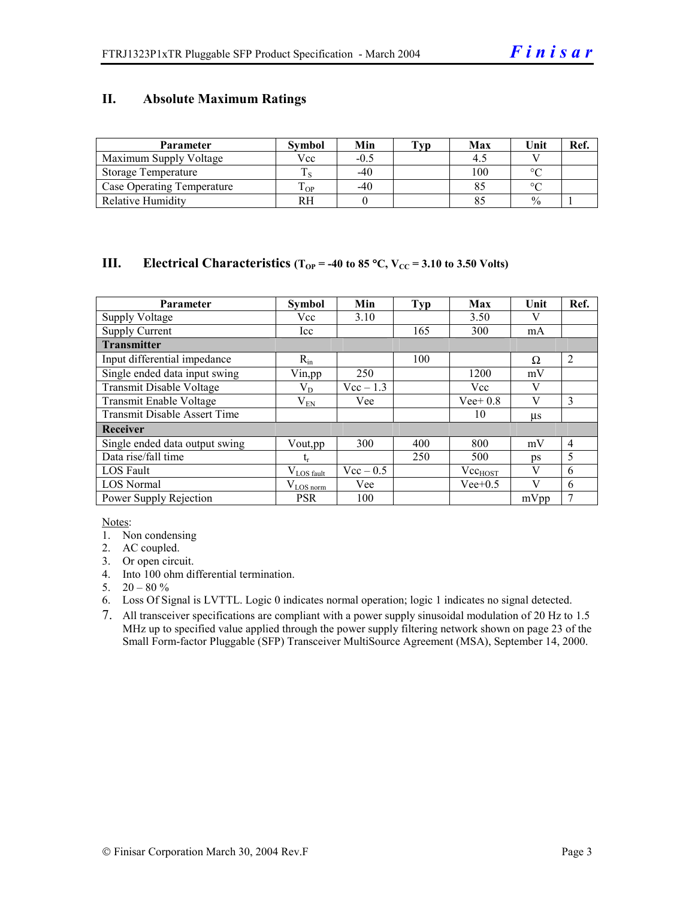## II. Absolute Maximum Ratings

| Parameter | Symbol | Min | Typ | Max | Unit | Ref. |
|---|---|---|---|---|---|---|
| Maximum Supply Voltage | Vcc | -0.5 | | 4.5 | V | |
| Storage Temperature | $T_S$ | -40 | | 100 | °C | |
| Case Operating Temperature | $T_{OP}$ | -40 | | 85 | °C | |
| Relative Humidity | RH | 0 | | 85 | % | 1 |

## III. Electrical Characteristics ($T_{OP}$ = -40 to 85 °C, $V_{CC}$ = 3.10 to 3.50 Volts)

| Parameter | Symbol | Min | Typ | Max | Unit | Ref. |
|---|---|---|---|---|---|---|
| Supply Voltage | Vcc | 3.10 | | 3.50 | V | |
| Supply Current | Icc | | 165 | 300 | mA | |
| **Transmitter** | | | | | | |
| Input differential impedance | $R_{in}$ | | 100 | | Ω | 2 |
| Single ended data input swing | Vin,pp | 250 | | 1200 | mV | |
| Transmit Disable Voltage | $V_D$ | Vcc – 1.3 | | Vcc | V | |
| Transmit Enable Voltage | $V_{EN}$ | Vee | | Vee+ 0.8 | V | 3 |
| Transmit Disable Assert Time | | | | 10 | µs | |
| **Receiver** | | | | | | |
| Single ended data output swing | Vout,pp | 300 | 400 | 800 | mV | 4 |
| Data rise/fall time | $t_r$ | | 250 | 500 | ps | 5 |
| LOS Fault | $V_{LOS\ fault}$ | Vcc – 0.5 | | $Vcc_{HOST}$ | V | 6 |
| LOS Normal | $V_{LOS\ norm}$ | Vee | | Vee+0.5 | V | 6 |
| Power Supply Rejection | PSR | 100 | | | mVpp | 7 |

Notes:
1. Non condensing
2. AC coupled.
3. Or open circuit.
4. Into 100 ohm differential termination.
5. 20 – 80 %
6. Loss Of Signal is LVTTL. Logic 0 indicates normal operation; logic 1 indicates no signal detected.
7. All transceiver specifications are compliant with a power supply sinusoidal modulation of 20 Hz to 1.5 MHz up to specified value applied through the power supply filtering network shown on page 23 of the Small Form-factor Pluggable (SFP) Transceiver MultiSource Agreement (MSA), September 14, 2000.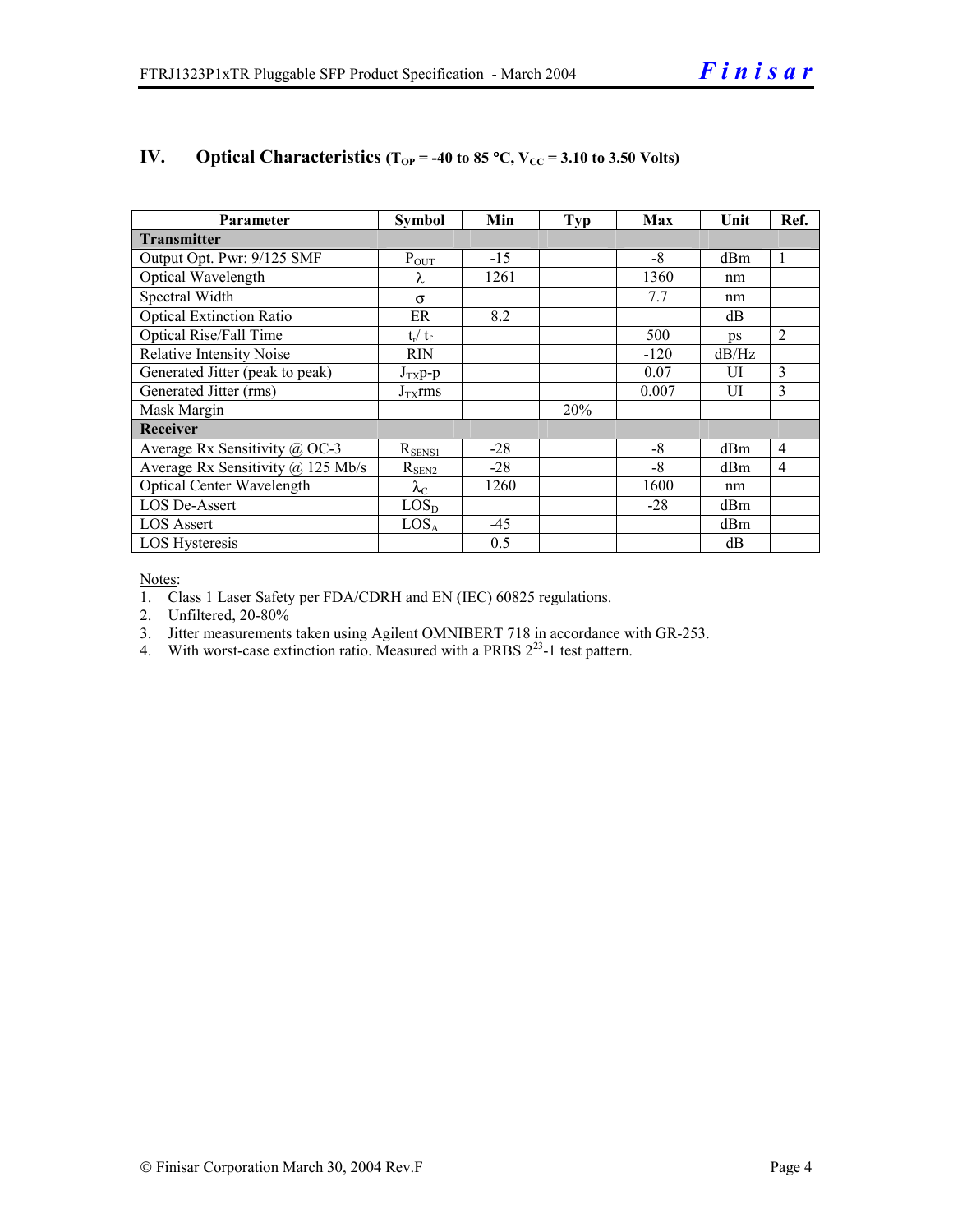## IV. Optical Characteristics ($T_{OP}$ = -40 to 85 °C, $V_{CC}$ = 3.10 to 3.50 Volts)

| Parameter | Symbol | Min | Typ | Max | Unit | Ref. |
|---|---|---|---|---|---|---|
| **Transmitter** | | | | | | |
| Output Opt. Pwr: 9/125 SMF | $P_{OUT}$ | -15 | | -8 | dBm | 1 |
| Optical Wavelength | $\lambda$ | 1261 | | 1360 | nm | |
| Spectral Width | $\sigma$ | | | 7.7 | nm | |
| Optical Extinction Ratio | ER | 8.2 | | | dB | |
| Optical Rise/Fall Time | $t_r$/ $t_f$ | | | 500 | ps | 2 |
| Relative Intensity Noise | RIN | | | -120 | dB/Hz | |
| Generated Jitter (peak to peak) | $J_{TX}$p-p | | | 0.07 | UI | 3 |
| Generated Jitter (rms) | $J_{TX}$rms | | | 0.007 | UI | 3 |
| Mask Margin | | | 20% | | | |
| **Receiver** | | | | | | |
| Average Rx Sensitivity @ OC-3 | $R_{SENS1}$ | -28 | | -8 | dBm | 4 |
| Average Rx Sensitivity @ 125 Mb/s | $R_{SEN2}$ | -28 | | -8 | dBm | 4 |
| Optical Center Wavelength | $\lambda_C$ | 1260 | | 1600 | nm | |
| LOS De-Assert | $LOS_D$ | | | -28 | dBm | |
| LOS Assert | $LOS_A$ | -45 | | | dBm | |
| LOS Hysteresis | | 0.5 | | | dB | |

Notes:
1. Class 1 Laser Safety per FDA/CDRH and EN (IEC) 60825 regulations.
2. Unfiltered, 20-80%
3. Jitter measurements taken using Agilent OMNIBERT 718 in accordance with GR-253.
4. With worst-case extinction ratio. Measured with a PRBS $2^{23}$-1 test pattern.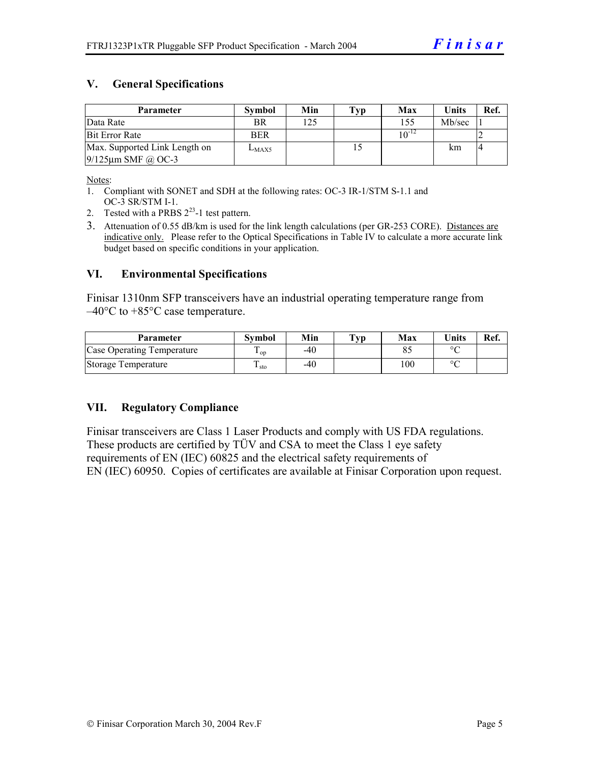## V. General Specifications

| Parameter | Symbol | Min | Typ | Max | Units | Ref. |
|---|---|---|---|---|---|---|
| Data Rate | BR | 125 | | 155 | Mb/sec | 1 |
| Bit Error Rate | BER | | | $10^{-12}$ | | 2 |
| Max. Supported Link Length on 9/125µm SMF @ OC-3 | $L_{MAX5}$ | | 15 | | km | 4 |

Notes:

1. Compliant with SONET and SDH at the following rates: OC-3 IR-1/STM S-1.1 and OC-3 SR/STM I-1.
2. Tested with a PRBS $2^{23}$-1 test pattern.
3. Attenuation of 0.55 dB/km is used for the link length calculations (per GR-253 CORE). Distances are indicative only. Please refer to the Optical Specifications in Table IV to calculate a more accurate link budget based on specific conditions in your application.

## VI. Environmental Specifications

Finisar 1310nm SFP transceivers have an industrial operating temperature range from –40°C to +85°C case temperature.

| Parameter | Symbol | Min | Typ | Max | Units | Ref. |
|---|---|---|---|---|---|---|
| Case Operating Temperature | $T_{op}$ | -40 | | 85 | °C | |
| Storage Temperature | $T_{sto}$ | -40 | | 100 | °C | |

## VII. Regulatory Compliance

Finisar transceivers are Class 1 Laser Products and comply with US FDA regulations. These products are certified by TÜV and CSA to meet the Class 1 eye safety requirements of EN (IEC) 60825 and the electrical safety requirements of EN (IEC) 60950. Copies of certificates are available at Finisar Corporation upon request.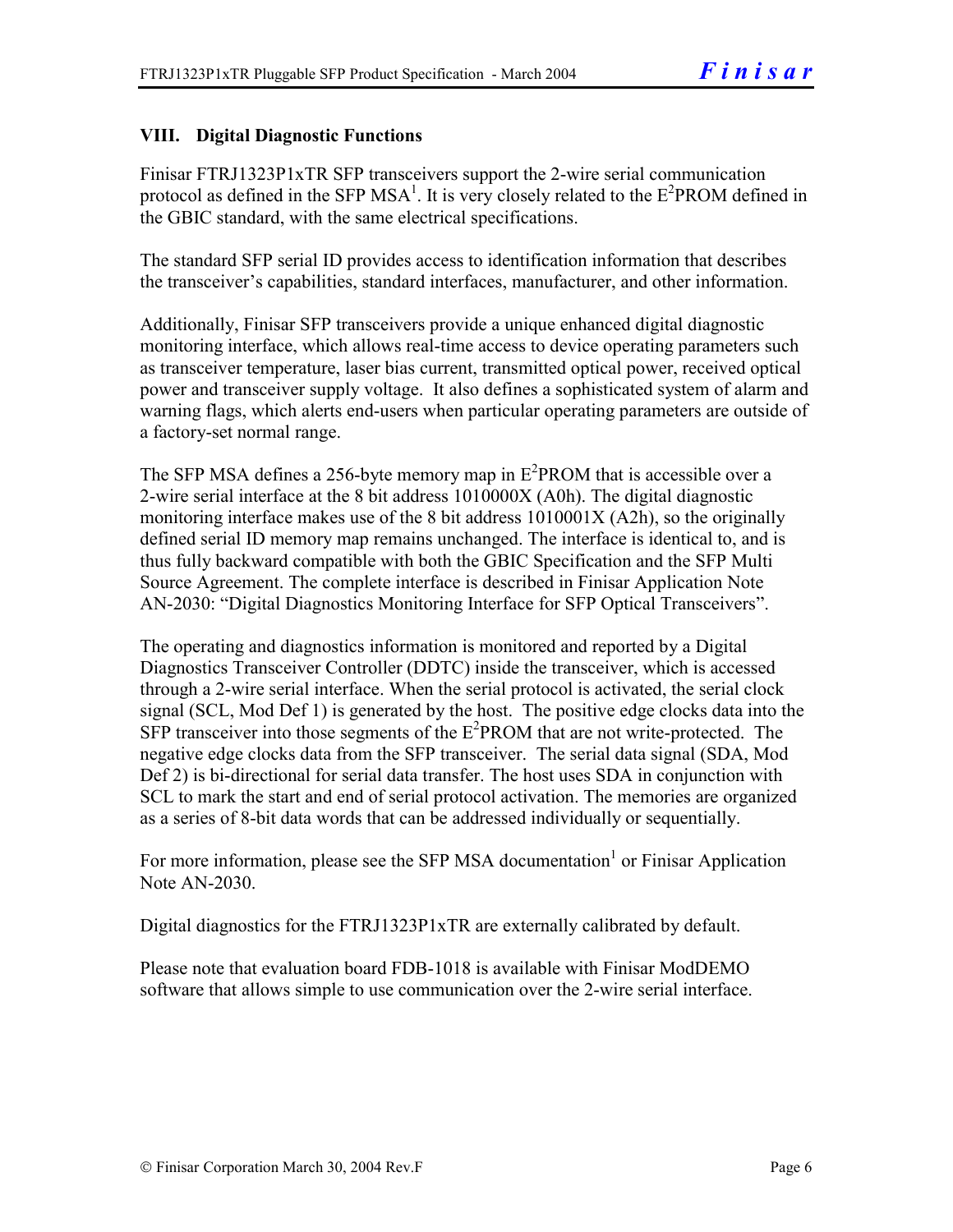## VIII. Digital Diagnostic Functions

Finisar FTRJ1323P1xTR SFP transceivers support the 2-wire serial communication protocol as defined in the SFP MSA[1]. It is very closely related to the $E^2$PROM defined in the GBIC standard, with the same electrical specifications.

The standard SFP serial ID provides access to identification information that describes the transceiver's capabilities, standard interfaces, manufacturer, and other information.

Additionally, Finisar SFP transceivers provide a unique enhanced digital diagnostic monitoring interface, which allows real-time access to device operating parameters such as transceiver temperature, laser bias current, transmitted optical power, received optical power and transceiver supply voltage. It also defines a sophisticated system of alarm and warning flags, which alerts end-users when particular operating parameters are outside of a factory-set normal range.

The SFP MSA defines a 256-byte memory map in $E^2$PROM that is accessible over a 2-wire serial interface at the 8 bit address 1010000X (A0h). The digital diagnostic monitoring interface makes use of the 8 bit address 1010001X (A2h), so the originally defined serial ID memory map remains unchanged. The interface is identical to, and is thus fully backward compatible with both the GBIC Specification and the SFP Multi Source Agreement. The complete interface is described in Finisar Application Note AN-2030: "Digital Diagnostics Monitoring Interface for SFP Optical Transceivers".

The operating and diagnostics information is monitored and reported by a Digital Diagnostics Transceiver Controller (DDTC) inside the transceiver, which is accessed through a 2-wire serial interface. When the serial protocol is activated, the serial clock signal (SCL, Mod Def 1) is generated by the host. The positive edge clocks data into the SFP transceiver into those segments of the $E^2$PROM that are not write-protected. The negative edge clocks data from the SFP transceiver. The serial data signal (SDA, Mod Def 2) is bi-directional for serial data transfer. The host uses SDA in conjunction with SCL to mark the start and end of serial protocol activation. The memories are organized as a series of 8-bit data words that can be addressed individually or sequentially.

For more information, please see the SFP MSA documentation[1] or Finisar Application Note AN-2030.

Digital diagnostics for the FTRJ1323P1xTR are externally calibrated by default.

Please note that evaluation board FDB-1018 is available with Finisar ModDEMO software that allows simple to use communication over the 2-wire serial interface.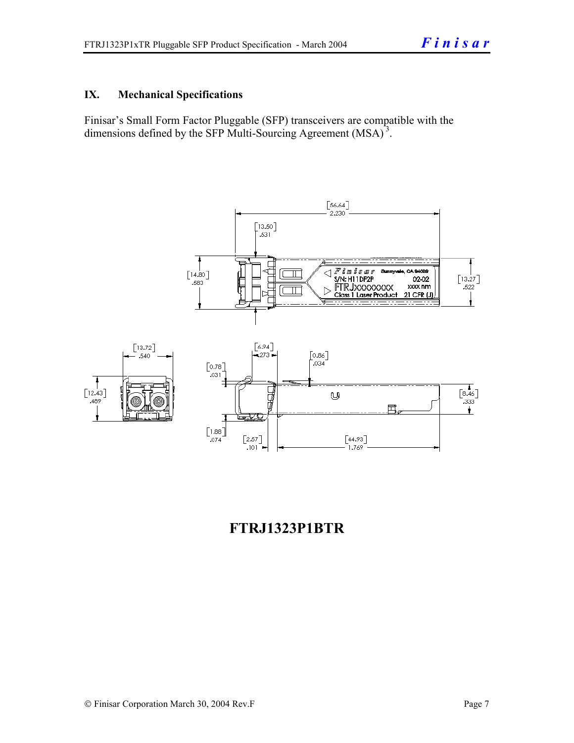## IX. Mechanical Specifications

Finisar's Small Form Factor Pluggable (SFP) transceivers are compatible with the dimensions defined by the SFP Multi-Sourcing Agreement (MSA)[3].

**FTRJ1323P1BTR**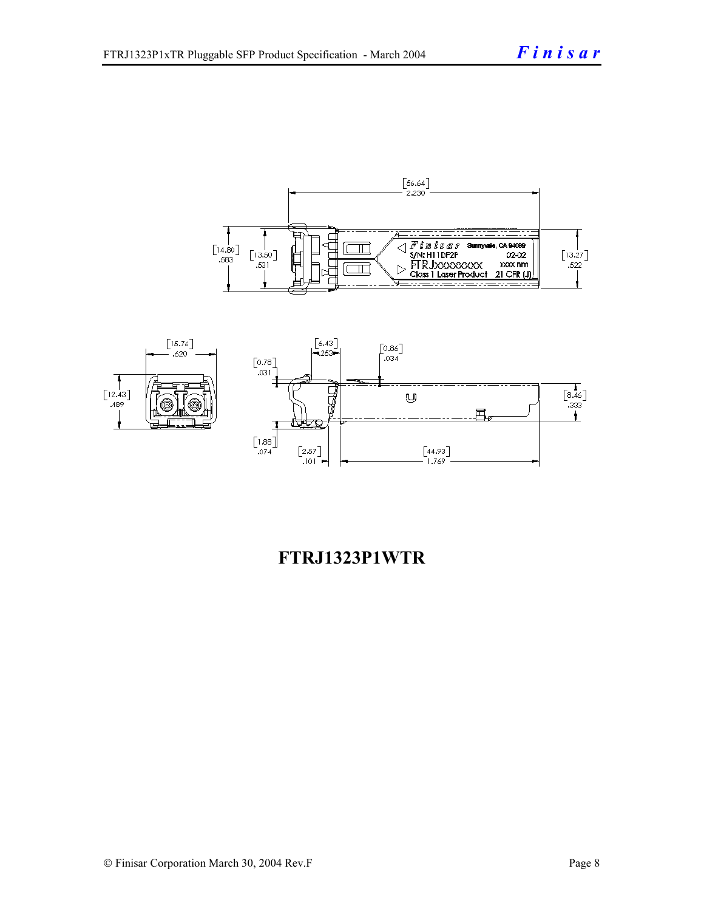**FTRJ1323P1WTR**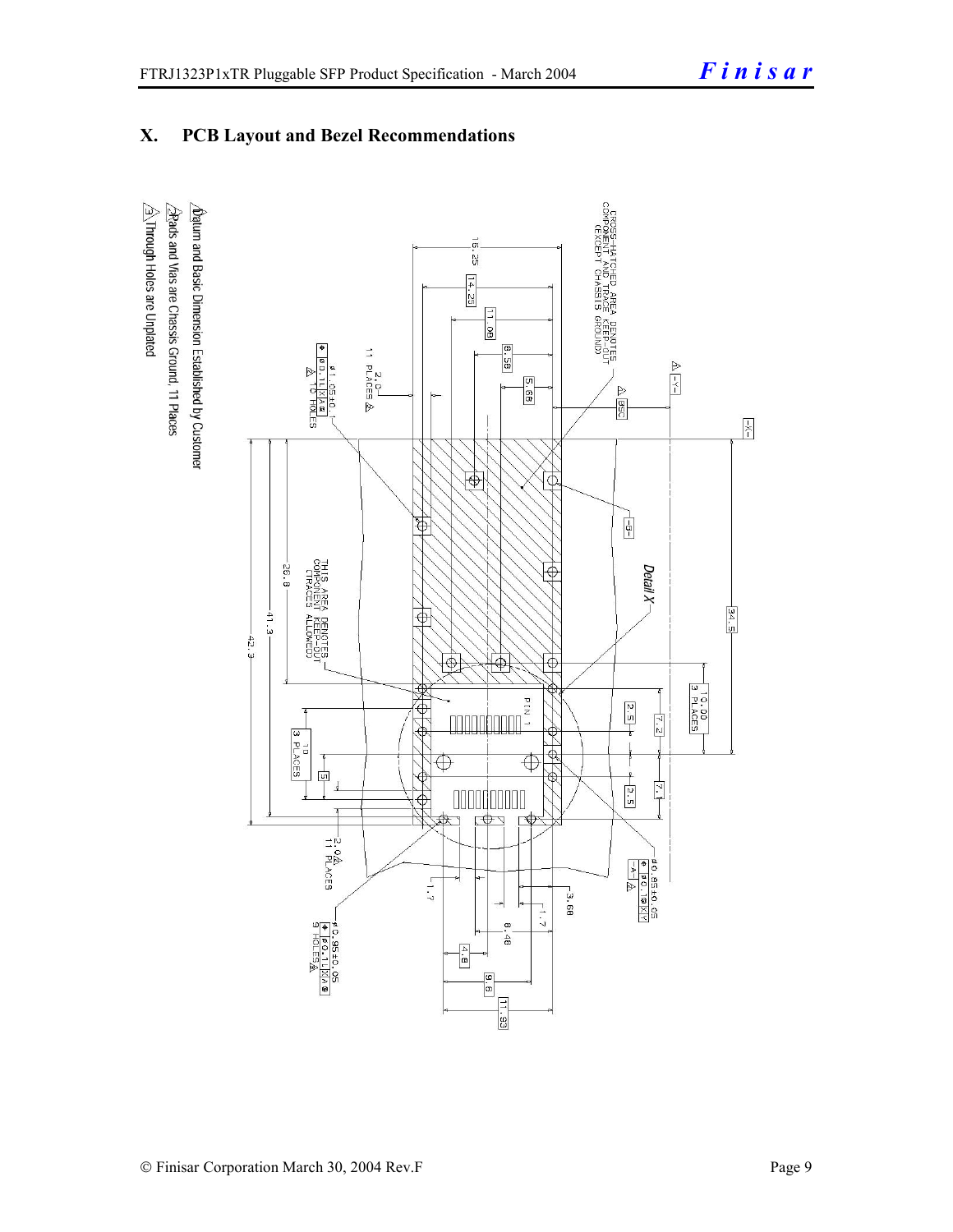# X. PCB Layout and Bezel Recommendations

CROSS-HATCHED AREA DENOTES COMPONENT AND TRACE KEEP-OUT (EXCEPT CHASSIS GROUND)

THIS AREA DENOTES COMPONENT KEEP-OUT (TRACES ALLOWED)

Detail X

PIN 1

16.25, 14.25, 11.08, 8.58, 5.68, 2.0 11 PLACES, ø1.05±0.1 10 HOLES, 26.8, 41.3, 42.3, 34.5, 10.00 3 PLACES, 2.5, 7.2, 2.5, 7.1, 10 3 PLACES, 5, 2.0 11 PLACES, ø0.85±0.05, ø0.95±0.05 9 HOLES, 1.7, 3.68, 1.7, 8.48, 4.8, 9.6, 11.93

1. Datum and Basic Dimension Established by Customer
2. Pads and Vias are Chassis Ground, 11 Places
3. Through Holes are Unplated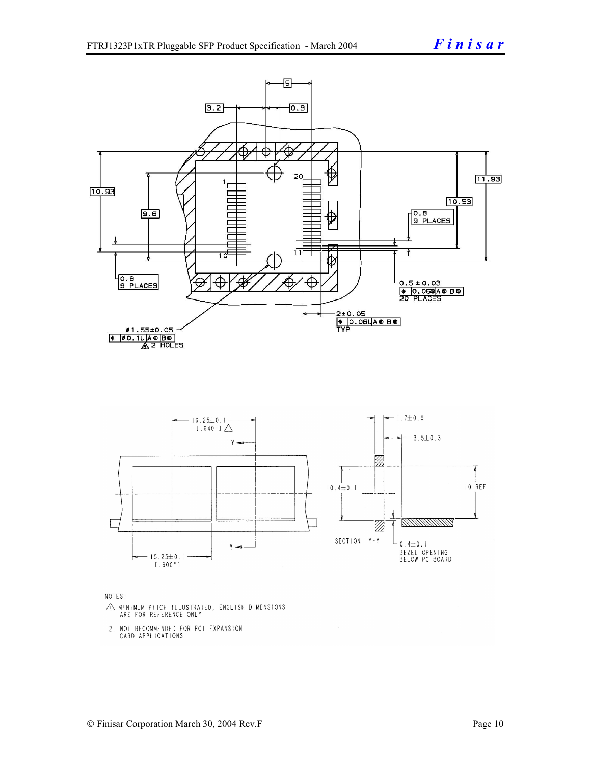3.2 | 5 | 0.9

10.93 | 9.6 | 11.93 | 10.53

1 | 20 | 10 | 11

0.8
9 PLACES

0.8
9 PLACES

0.5 ± 0.03
0.06 Ⓜ A Ⓢ B Ⓢ
20 PLACES

2±0.05
0.06 L A Ⓢ B Ⓢ
TYP

ø1.55±0.05
ø0.1 L A Ⓢ B Ⓢ
2 HOLES

16.25±0.1
[.640"]

Y

Y

15.25±0.1
[.600"]

1.7±0.9

3.5±0.3

10.4±0.1

10 REF

SECTION Y-Y

0.4±0.1
BEZEL OPENING
BELOW PC BOARD

NOTES:

1. MINIMUM PITCH ILLUSTRATED, ENGLISH DIMENSIONS ARE FOR REFERENCE ONLY
2. NOT RECOMMENDED FOR PCI EXPANSION CARD APPLICATIONS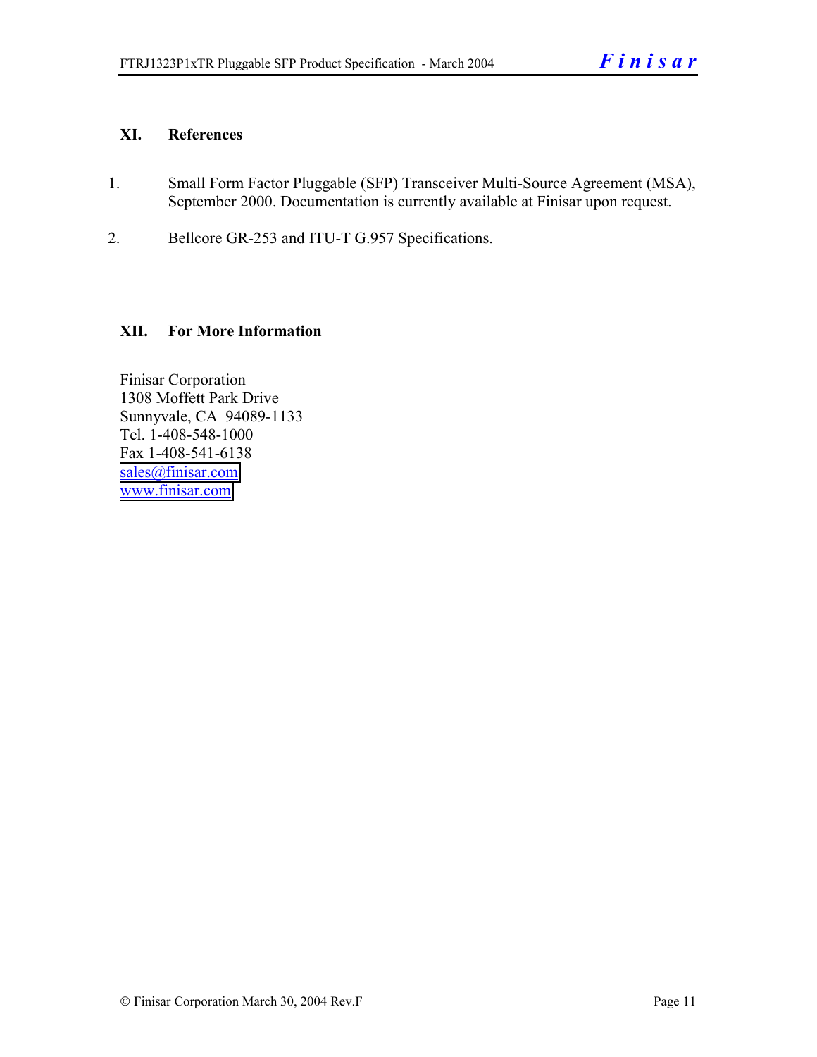## XI. References

1. Small Form Factor Pluggable (SFP) Transceiver Multi-Source Agreement (MSA), September 2000. Documentation is currently available at Finisar upon request.

2. Bellcore GR-253 and ITU-T G.957 Specifications.

## XII. For More Information

Finisar Corporation
1308 Moffett Park Drive
Sunnyvale, CA 94089-1133
Tel. 1-408-548-1000
Fax 1-408-541-6138
sales@finisar.com
www.finisar.com